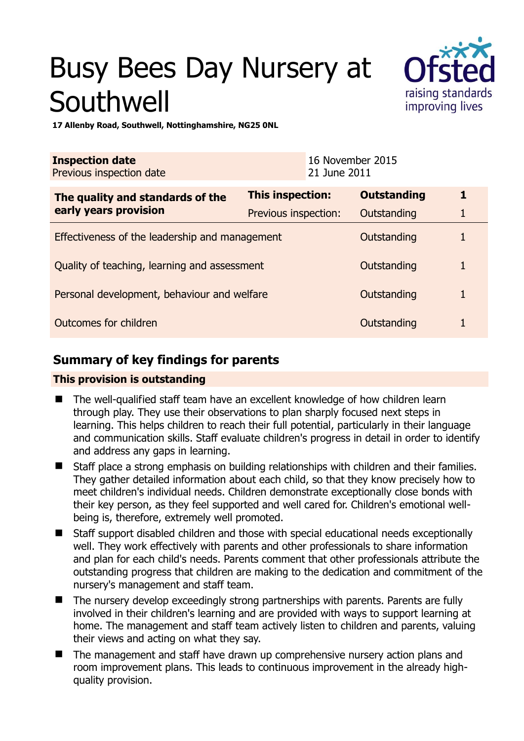# Busy Bees Day Nursery at Southwell

**17 Allenby Road, Southwell, Nottinghamshire, NG25 0NL**

| **Inspection date** | 16 November 2015 |
|---|---|
| Previous inspection date | 21 June 2011 |

| **The quality and standards of the early years provision** | **This inspection:** | **Outstanding** | **1** |
|---|---|---|---|
| | Previous inspection: | Outstanding | 1 |
| Effectiveness of the leadership and management | | Outstanding | 1 |
| Quality of teaching, learning and assessment | | Outstanding | 1 |
| Personal development, behaviour and welfare | | Outstanding | 1 |
| Outcomes for children | | Outstanding | 1 |

## Summary of key findings for parents

**This provision is outstanding**

- The well-qualified staff team have an excellent knowledge of how children learn through play. They use their observations to plan sharply focused next steps in learning. This helps children to reach their full potential, particularly in their language and communication skills. Staff evaluate children's progress in detail in order to identify and address any gaps in learning.
- Staff place a strong emphasis on building relationships with children and their families. They gather detailed information about each child, so that they know precisely how to meet children's individual needs. Children demonstrate exceptionally close bonds with their key person, as they feel supported and well cared for. Children's emotional well-being is, therefore, extremely well promoted.
- Staff support disabled children and those with special educational needs exceptionally well. They work effectively with parents and other professionals to share information and plan for each child's needs. Parents comment that other professionals attribute the outstanding progress that children are making to the dedication and commitment of the nursery's management and staff team.
- The nursery develop exceedingly strong partnerships with parents. Parents are fully involved in their children's learning and are provided with ways to support learning at home. The management and staff team actively listen to children and parents, valuing their views and acting on what they say.
- The management and staff have drawn up comprehensive nursery action plans and room improvement plans. This leads to continuous improvement in the already high-quality provision.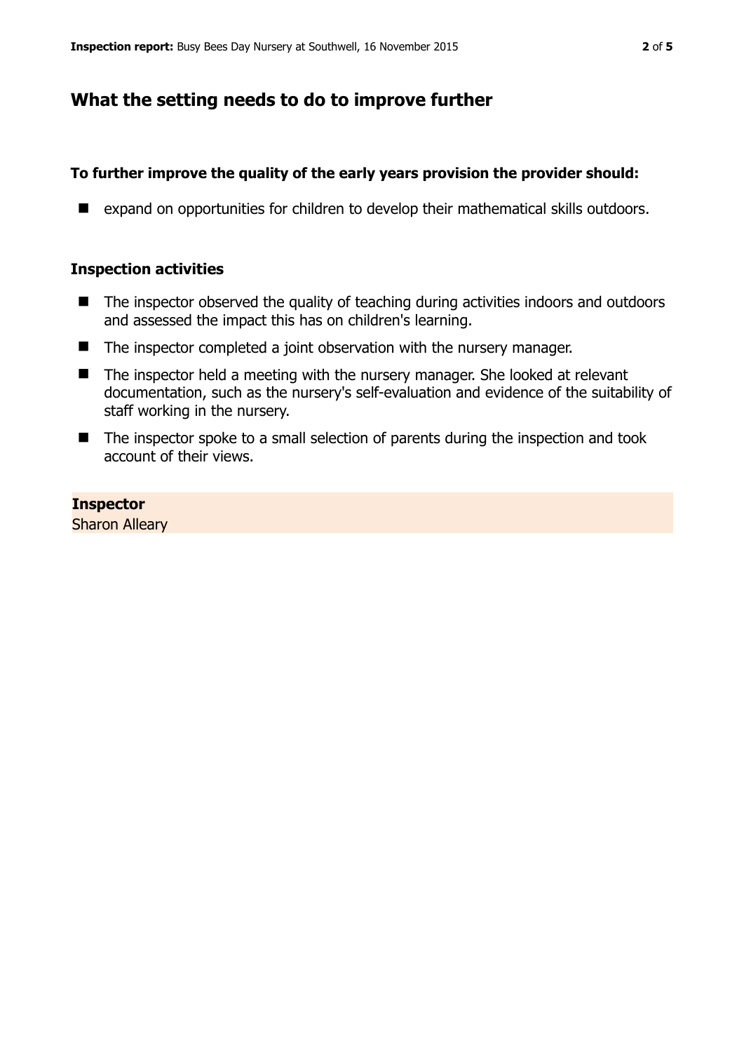## What the setting needs to do to improve further

**To further improve the quality of the early years provision the provider should:**

- expand on opportunities for children to develop their mathematical skills outdoors.

### Inspection activities

- The inspector observed the quality of teaching during activities indoors and outdoors and assessed the impact this has on children's learning.
- The inspector completed a joint observation with the nursery manager.
- The inspector held a meeting with the nursery manager. She looked at relevant documentation, such as the nursery's self-evaluation and evidence of the suitability of staff working in the nursery.
- The inspector spoke to a small selection of parents during the inspection and took account of their views.

**Inspector**
Sharon Alleary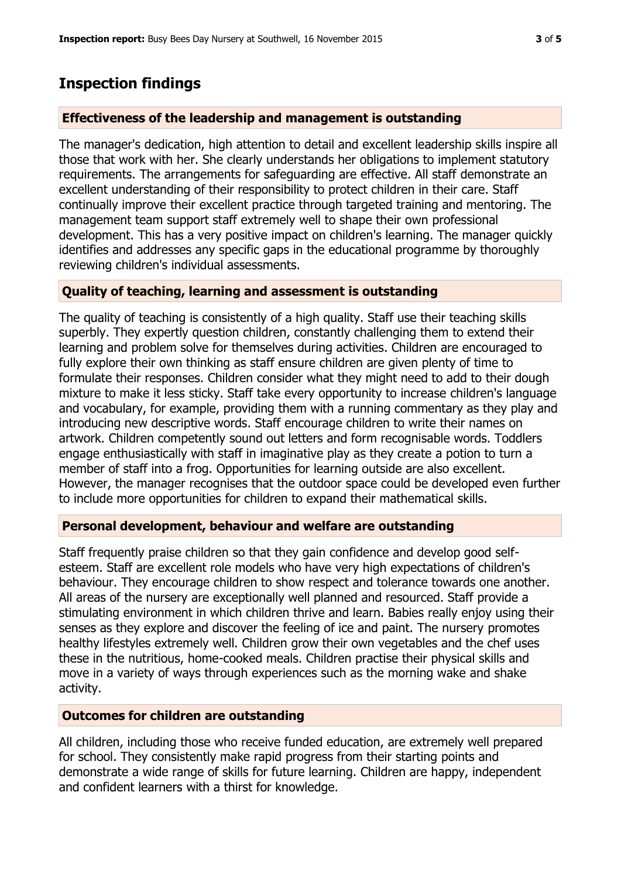# Inspection findings

### Effectiveness of the leadership and management is outstanding

The manager's dedication, high attention to detail and excellent leadership skills inspire all those that work with her. She clearly understands her obligations to implement statutory requirements. The arrangements for safeguarding are effective. All staff demonstrate an excellent understanding of their responsibility to protect children in their care. Staff continually improve their excellent practice through targeted training and mentoring. The management team support staff extremely well to shape their own professional development. This has a very positive impact on children's learning. The manager quickly identifies and addresses any specific gaps in the educational programme by thoroughly reviewing children's individual assessments.

### Quality of teaching, learning and assessment is outstanding

The quality of teaching is consistently of a high quality. Staff use their teaching skills superbly. They expertly question children, constantly challenging them to extend their learning and problem solve for themselves during activities. Children are encouraged to fully explore their own thinking as staff ensure children are given plenty of time to formulate their responses. Children consider what they might need to add to their dough mixture to make it less sticky. Staff take every opportunity to increase children's language and vocabulary, for example, providing them with a running commentary as they play and introducing new descriptive words. Staff encourage children to write their names on artwork. Children competently sound out letters and form recognisable words. Toddlers engage enthusiastically with staff in imaginative play as they create a potion to turn a member of staff into a frog. Opportunities for learning outside are also excellent. However, the manager recognises that the outdoor space could be developed even further to include more opportunities for children to expand their mathematical skills.

### Personal development, behaviour and welfare are outstanding

Staff frequently praise children so that they gain confidence and develop good self-esteem. Staff are excellent role models who have very high expectations of children's behaviour. They encourage children to show respect and tolerance towards one another. All areas of the nursery are exceptionally well planned and resourced. Staff provide a stimulating environment in which children thrive and learn. Babies really enjoy using their senses as they explore and discover the feeling of ice and paint. The nursery promotes healthy lifestyles extremely well. Children grow their own vegetables and the chef uses these in the nutritious, home-cooked meals. Children practise their physical skills and move in a variety of ways through experiences such as the morning wake and shake activity.

### Outcomes for children are outstanding

All children, including those who receive funded education, are extremely well prepared for school. They consistently make rapid progress from their starting points and demonstrate a wide range of skills for future learning. Children are happy, independent and confident learners with a thirst for knowledge.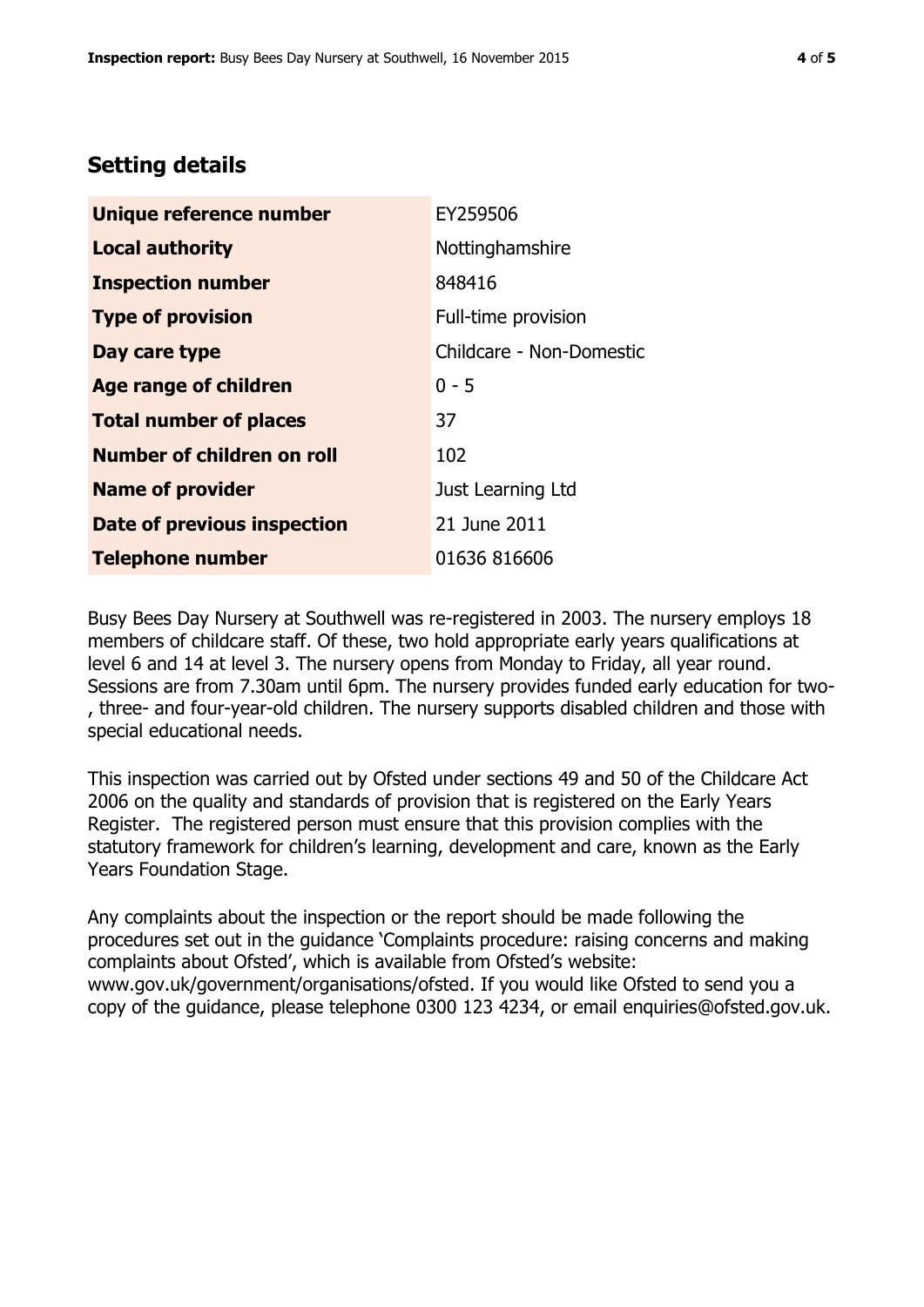## Setting details

| Unique reference number | EY259506 |
| --- | --- |
| **Local authority** | Nottinghamshire |
| **Inspection number** | 848416 |
| **Type of provision** | Full-time provision |
| **Day care type** | Childcare - Non-Domestic |
| **Age range of children** | 0 - 5 |
| **Total number of places** | 37 |
| **Number of children on roll** | 102 |
| **Name of provider** | Just Learning Ltd |
| **Date of previous inspection** | 21 June 2011 |
| **Telephone number** | 01636 816606 |

Busy Bees Day Nursery at Southwell was re-registered in 2003. The nursery employs 18 members of childcare staff. Of these, two hold appropriate early years qualifications at level 6 and 14 at level 3. The nursery opens from Monday to Friday, all year round. Sessions are from 7.30am until 6pm. The nursery provides funded early education for two-, three- and four-year-old children. The nursery supports disabled children and those with special educational needs.

This inspection was carried out by Ofsted under sections 49 and 50 of the Childcare Act 2006 on the quality and standards of provision that is registered on the Early Years Register. The registered person must ensure that this provision complies with the statutory framework for children's learning, development and care, known as the Early Years Foundation Stage.

Any complaints about the inspection or the report should be made following the procedures set out in the guidance 'Complaints procedure: raising concerns and making complaints about Ofsted', which is available from Ofsted's website: www.gov.uk/government/organisations/ofsted. If you would like Ofsted to send you a copy of the guidance, please telephone 0300 123 4234, or email enquiries@ofsted.gov.uk.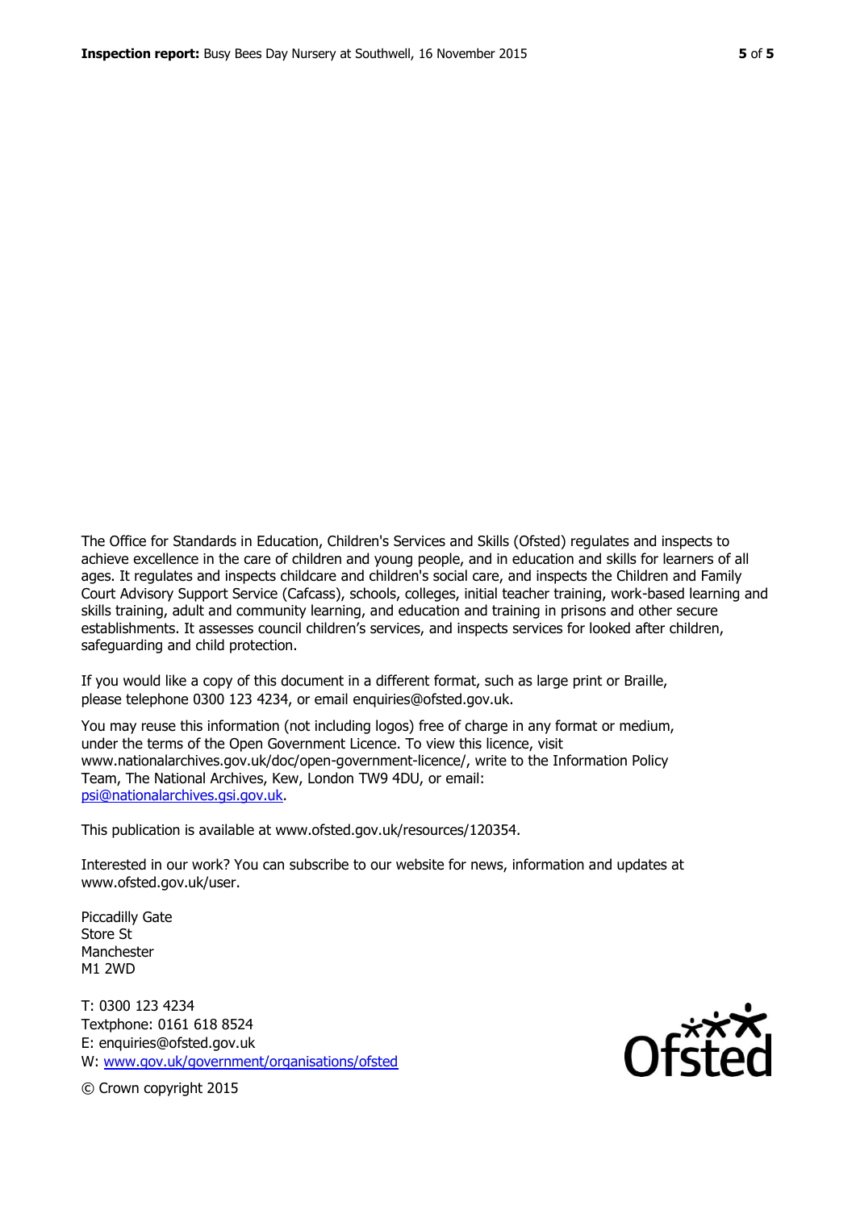The Office for Standards in Education, Children's Services and Skills (Ofsted) regulates and inspects to achieve excellence in the care of children and young people, and in education and skills for learners of all ages. It regulates and inspects childcare and children's social care, and inspects the Children and Family Court Advisory Support Service (Cafcass), schools, colleges, initial teacher training, work-based learning and skills training, adult and community learning, and education and training in prisons and other secure establishments. It assesses council children's services, and inspects services for looked after children, safeguarding and child protection.

If you would like a copy of this document in a different format, such as large print or Braille, please telephone 0300 123 4234, or email enquiries@ofsted.gov.uk.

You may reuse this information (not including logos) free of charge in any format or medium, under the terms of the Open Government Licence. To view this licence, visit www.nationalarchives.gov.uk/doc/open-government-licence/, write to the Information Policy Team, The National Archives, Kew, London TW9 4DU, or email: psi@nationalarchives.gsi.gov.uk.

This publication is available at www.ofsted.gov.uk/resources/120354.

Interested in our work? You can subscribe to our website for news, information and updates at www.ofsted.gov.uk/user.

Piccadilly Gate
Store St
Manchester
M1 2WD

T: 0300 123 4234
Textphone: 0161 618 8524
E: enquiries@ofsted.gov.uk
W: www.gov.uk/government/organisations/ofsted

© Crown copyright 2015

Ofsted